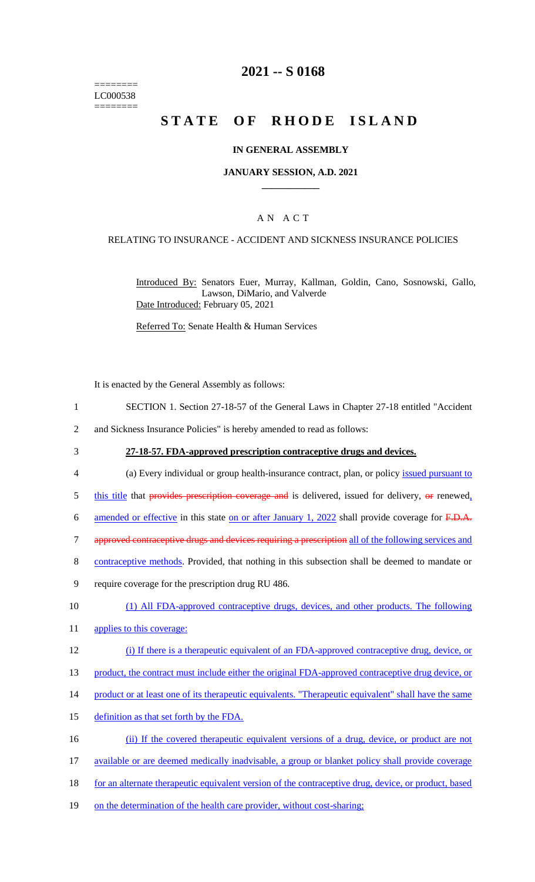========
LC000538
========

# 2021 -- S 0168

# STATE OF RHODE ISLAND

## IN GENERAL ASSEMBLY

### JANUARY SESSION, A.D. 2021

## A N A C T

RELATING TO INSURANCE - ACCIDENT AND SICKNESS INSURANCE POLICIES

Introduced By: Senators Euer, Murray, Kallman, Goldin, Cano, Sosnowski, Gallo, Lawson, DiMario, and Valverde
Date Introduced: February 05, 2021

Referred To: Senate Health & Human Services

It is enacted by the General Assembly as follows:

1 SECTION 1. Section 27-18-57 of the General Laws in Chapter 27-18 entitled "Accident
2 and Sickness Insurance Policies" is hereby amended to read as follows:

3 **27-18-57. FDA-approved prescription contraceptive drugs and devices.**

4 (a) Every individual or group health-insurance contract, plan, or policy issued pursuant to
5 this title that ~~provides prescription coverage and~~ is delivered, issued for delivery, ~~or~~ renewed,
6 amended or effective in this state on or after January 1, 2022 shall provide coverage for ~~F.D.A.~~
7 ~~approved contraceptive drugs and devices requiring a prescription~~ all of the following services and
8 contraceptive methods. Provided, that nothing in this subsection shall be deemed to mandate or
9 require coverage for the prescription drug RU 486.

10 (1) All FDA-approved contraceptive drugs, devices, and other products. The following
11 applies to this coverage:

12 (i) If there is a therapeutic equivalent of an FDA-approved contraceptive drug, device, or
13 product, the contract must include either the original FDA-approved contraceptive drug device, or
14 product or at least one of its therapeutic equivalents. "Therapeutic equivalent" shall have the same
15 definition as that set forth by the FDA.

16 (ii) If the covered therapeutic equivalent versions of a drug, device, or product are not
17 available or are deemed medically inadvisable, a group or blanket policy shall provide coverage
18 for an alternate therapeutic equivalent version of the contraceptive drug, device, or product, based
19 on the determination of the health care provider, without cost-sharing;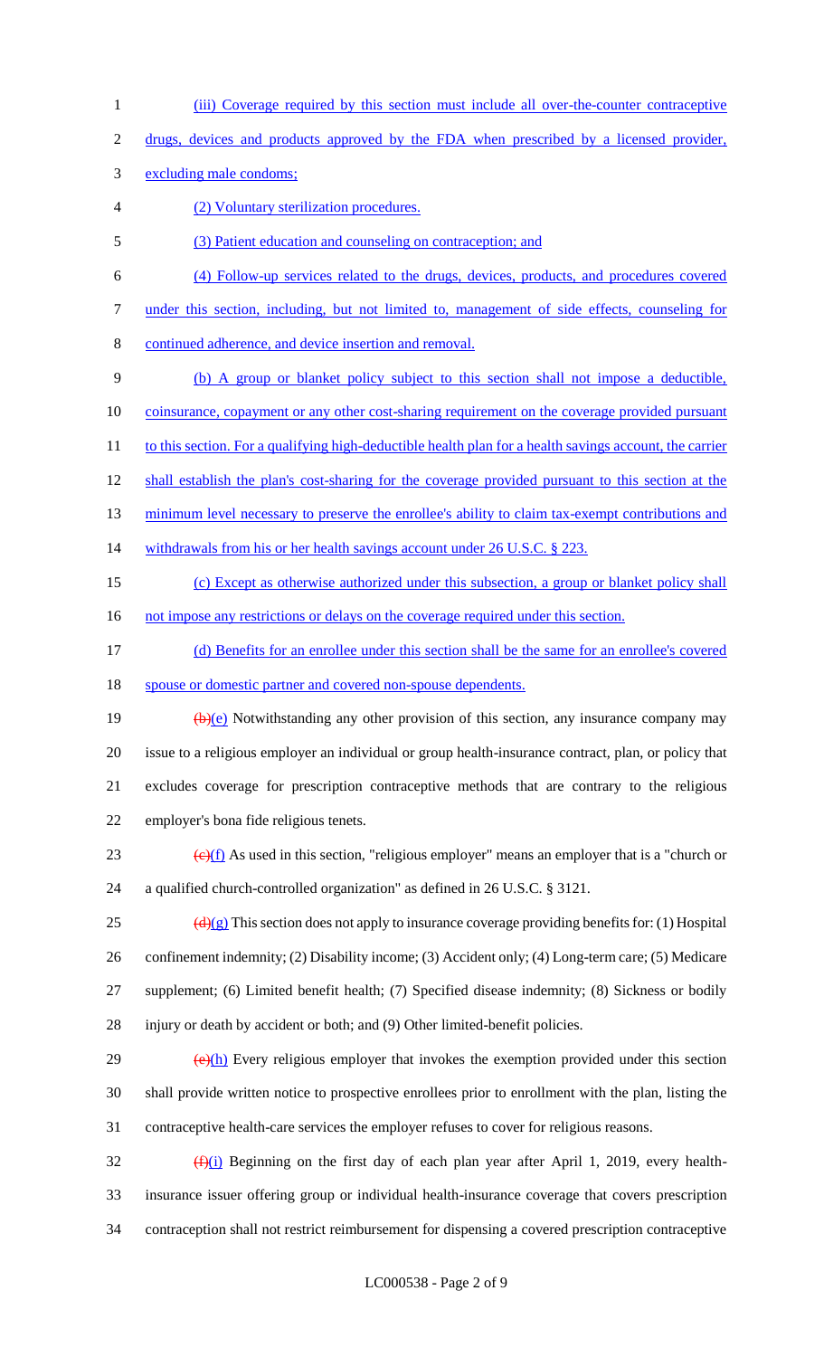(iii) Coverage required by this section must include all over-the-counter contraceptive drugs, devices and products approved by the FDA when prescribed by a licensed provider, excluding male condoms;

(2) Voluntary sterilization procedures.

(3) Patient education and counseling on contraception; and

(4) Follow-up services related to the drugs, devices, products, and procedures covered under this section, including, but not limited to, management of side effects, counseling for continued adherence, and device insertion and removal.

(b) A group or blanket policy subject to this section shall not impose a deductible, coinsurance, copayment or any other cost-sharing requirement on the coverage provided pursuant to this section. For a qualifying high-deductible health plan for a health savings account, the carrier shall establish the plan's cost-sharing for the coverage provided pursuant to this section at the minimum level necessary to preserve the enrollee's ability to claim tax-exempt contributions and withdrawals from his or her health savings account under 26 U.S.C. § 223.

(c) Except as otherwise authorized under this subsection, a group or blanket policy shall not impose any restrictions or delays on the coverage required under this section.

(d) Benefits for an enrollee under this section shall be the same for an enrollee's covered spouse or domestic partner and covered non-spouse dependents.

~~(b)~~(e) Notwithstanding any other provision of this section, any insurance company may issue to a religious employer an individual or group health-insurance contract, plan, or policy that excludes coverage for prescription contraceptive methods that are contrary to the religious employer's bona fide religious tenets.

~~(c)~~(f) As used in this section, "religious employer" means an employer that is a "church or a qualified church-controlled organization" as defined in 26 U.S.C. § 3121.

~~(d)~~(g) This section does not apply to insurance coverage providing benefits for: (1) Hospital confinement indemnity; (2) Disability income; (3) Accident only; (4) Long-term care; (5) Medicare supplement; (6) Limited benefit health; (7) Specified disease indemnity; (8) Sickness or bodily injury or death by accident or both; and (9) Other limited-benefit policies.

~~(e)~~(h) Every religious employer that invokes the exemption provided under this section shall provide written notice to prospective enrollees prior to enrollment with the plan, listing the contraceptive health-care services the employer refuses to cover for religious reasons.

~~(f)~~(i) Beginning on the first day of each plan year after April 1, 2019, every health-insurance issuer offering group or individual health-insurance coverage that covers prescription contraception shall not restrict reimbursement for dispensing a covered prescription contraceptive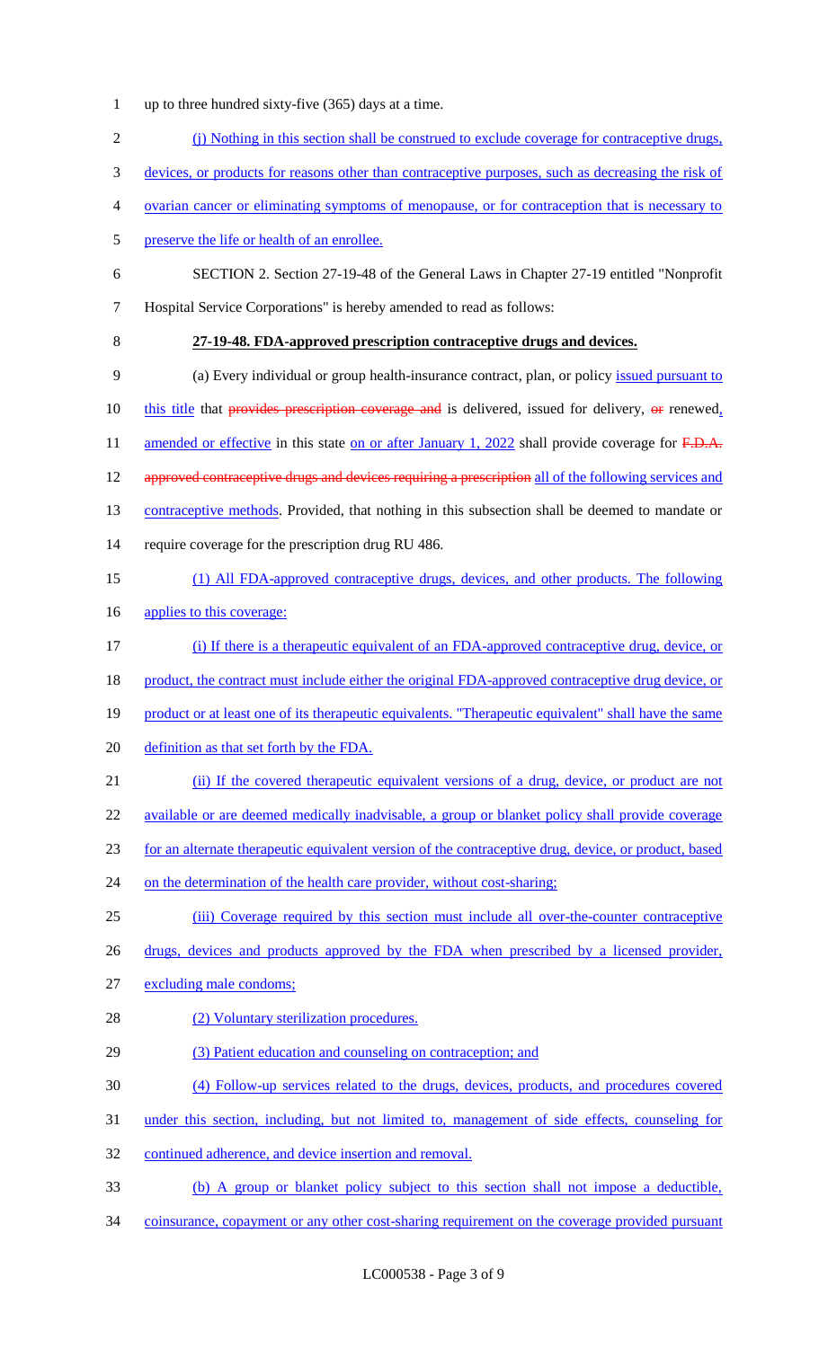up to three hundred sixty-five (365) days at a time.

(j) Nothing in this section shall be construed to exclude coverage for contraceptive drugs, devices, or products for reasons other than contraceptive purposes, such as decreasing the risk of ovarian cancer or eliminating symptoms of menopause, or for contraception that is necessary to preserve the life or health of an enrollee.

SECTION 2. Section 27-19-48 of the General Laws in Chapter 27-19 entitled "Nonprofit Hospital Service Corporations" is hereby amended to read as follows:

**27-19-48. FDA-approved prescription contraceptive drugs and devices.**

(a) Every individual or group health-insurance contract, plan, or policy issued pursuant to this title that ~~provides prescription coverage and~~ is delivered, issued for delivery, ~~or~~ renewed, amended or effective in this state on or after January 1, 2022 shall provide coverage for ~~F.D.A. approved contraceptive drugs and devices requiring a prescription~~ all of the following services and contraceptive methods. Provided, that nothing in this subsection shall be deemed to mandate or require coverage for the prescription drug RU 486.

(1) All FDA-approved contraceptive drugs, devices, and other products. The following applies to this coverage:

(i) If there is a therapeutic equivalent of an FDA-approved contraceptive drug, device, or product, the contract must include either the original FDA-approved contraceptive drug device, or product or at least one of its therapeutic equivalents. "Therapeutic equivalent" shall have the same definition as that set forth by the FDA.

(ii) If the covered therapeutic equivalent versions of a drug, device, or product are not available or are deemed medically inadvisable, a group or blanket policy shall provide coverage for an alternate therapeutic equivalent version of the contraceptive drug, device, or product, based on the determination of the health care provider, without cost-sharing;

(iii) Coverage required by this section must include all over-the-counter contraceptive drugs, devices and products approved by the FDA when prescribed by a licensed provider, excluding male condoms;

(2) Voluntary sterilization procedures.

(3) Patient education and counseling on contraception; and

(4) Follow-up services related to the drugs, devices, products, and procedures covered under this section, including, but not limited to, management of side effects, counseling for continued adherence, and device insertion and removal.

(b) A group or blanket policy subject to this section shall not impose a deductible, coinsurance, copayment or any other cost-sharing requirement on the coverage provided pursuant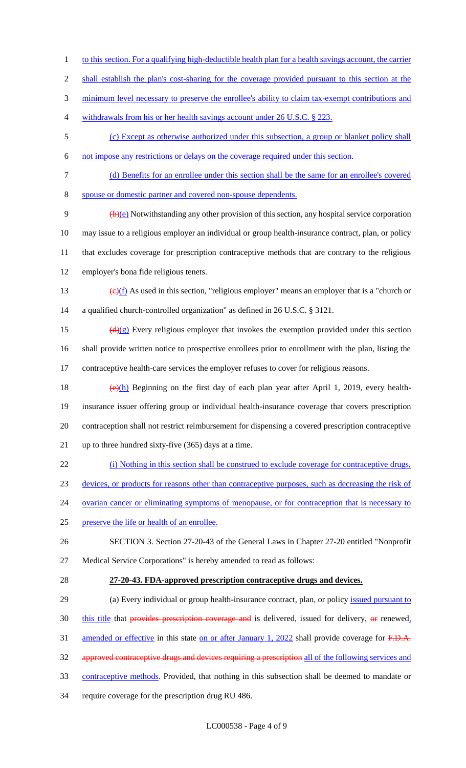to this section. For a qualifying high-deductible health plan for a health savings account, the carrier shall establish the plan's cost-sharing for the coverage provided pursuant to this section at the minimum level necessary to preserve the enrollee's ability to claim tax-exempt contributions and withdrawals from his or her health savings account under 26 U.S.C. § 223.

(c) Except as otherwise authorized under this subsection, a group or blanket policy shall not impose any restrictions or delays on the coverage required under this section.

(d) Benefits for an enrollee under this section shall be the same for an enrollee's covered spouse or domestic partner and covered non-spouse dependents.

~~(b)~~(e) Notwithstanding any other provision of this section, any hospital service corporation may issue to a religious employer an individual or group health-insurance contract, plan, or policy that excludes coverage for prescription contraceptive methods that are contrary to the religious employer's bona fide religious tenets.

~~(c)~~(f) As used in this section, "religious employer" means an employer that is a "church or a qualified church-controlled organization" as defined in 26 U.S.C. § 3121.

~~(d)~~(g) Every religious employer that invokes the exemption provided under this section shall provide written notice to prospective enrollees prior to enrollment with the plan, listing the contraceptive health-care services the employer refuses to cover for religious reasons.

~~(e)~~(h) Beginning on the first day of each plan year after April 1, 2019, every health-insurance issuer offering group or individual health-insurance coverage that covers prescription contraception shall not restrict reimbursement for dispensing a covered prescription contraceptive up to three hundred sixty-five (365) days at a time.

(i) Nothing in this section shall be construed to exclude coverage for contraceptive drugs, devices, or products for reasons other than contraceptive purposes, such as decreasing the risk of ovarian cancer or eliminating symptoms of menopause, or for contraception that is necessary to preserve the life or health of an enrollee.

SECTION 3. Section 27-20-43 of the General Laws in Chapter 27-20 entitled "Nonprofit Medical Service Corporations" is hereby amended to read as follows:

**27-20-43. FDA-approved prescription contraceptive drugs and devices.**

(a) Every individual or group health-insurance contract, plan, or policy issued pursuant to this title that ~~provides prescription coverage and~~ is delivered, issued for delivery, ~~or~~ renewed, amended or effective in this state on or after January 1, 2022 shall provide coverage for ~~F.D.A. approved contraceptive drugs and devices requiring a prescription~~ all of the following services and contraceptive methods. Provided, that nothing in this subsection shall be deemed to mandate or require coverage for the prescription drug RU 486.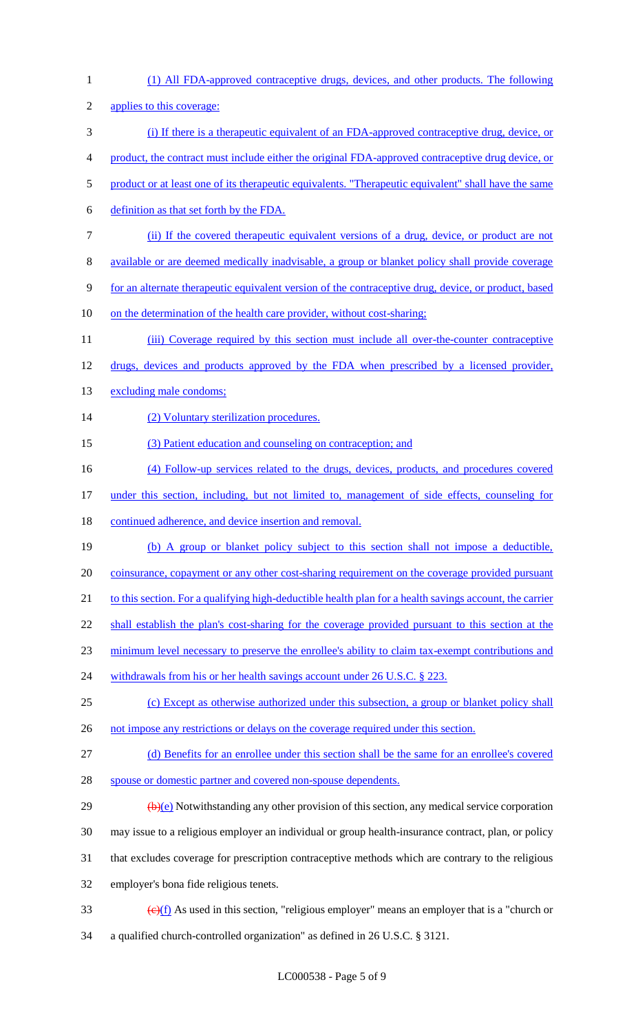(1) All FDA-approved contraceptive drugs, devices, and other products. The following applies to this coverage:

(i) If there is a therapeutic equivalent of an FDA-approved contraceptive drug, device, or product, the contract must include either the original FDA-approved contraceptive drug device, or product or at least one of its therapeutic equivalents. "Therapeutic equivalent" shall have the same definition as that set forth by the FDA.

(ii) If the covered therapeutic equivalent versions of a drug, device, or product are not available or are deemed medically inadvisable, a group or blanket policy shall provide coverage for an alternate therapeutic equivalent version of the contraceptive drug, device, or product, based on the determination of the health care provider, without cost-sharing;

(iii) Coverage required by this section must include all over-the-counter contraceptive drugs, devices and products approved by the FDA when prescribed by a licensed provider, excluding male condoms;

(2) Voluntary sterilization procedures.

(3) Patient education and counseling on contraception; and

(4) Follow-up services related to the drugs, devices, products, and procedures covered under this section, including, but not limited to, management of side effects, counseling for continued adherence, and device insertion and removal.

(b) A group or blanket policy subject to this section shall not impose a deductible, coinsurance, copayment or any other cost-sharing requirement on the coverage provided pursuant to this section. For a qualifying high-deductible health plan for a health savings account, the carrier shall establish the plan's cost-sharing for the coverage provided pursuant to this section at the minimum level necessary to preserve the enrollee's ability to claim tax-exempt contributions and withdrawals from his or her health savings account under 26 U.S.C. § 223.

(c) Except as otherwise authorized under this subsection, a group or blanket policy shall not impose any restrictions or delays on the coverage required under this section.

(d) Benefits for an enrollee under this section shall be the same for an enrollee's covered spouse or domestic partner and covered non-spouse dependents.

~~(b)~~(e) Notwithstanding any other provision of this section, any medical service corporation may issue to a religious employer an individual or group health-insurance contract, plan, or policy that excludes coverage for prescription contraceptive methods which are contrary to the religious employer's bona fide religious tenets.

~~(c)~~(f) As used in this section, "religious employer" means an employer that is a "church or a qualified church-controlled organization" as defined in 26 U.S.C. § 3121.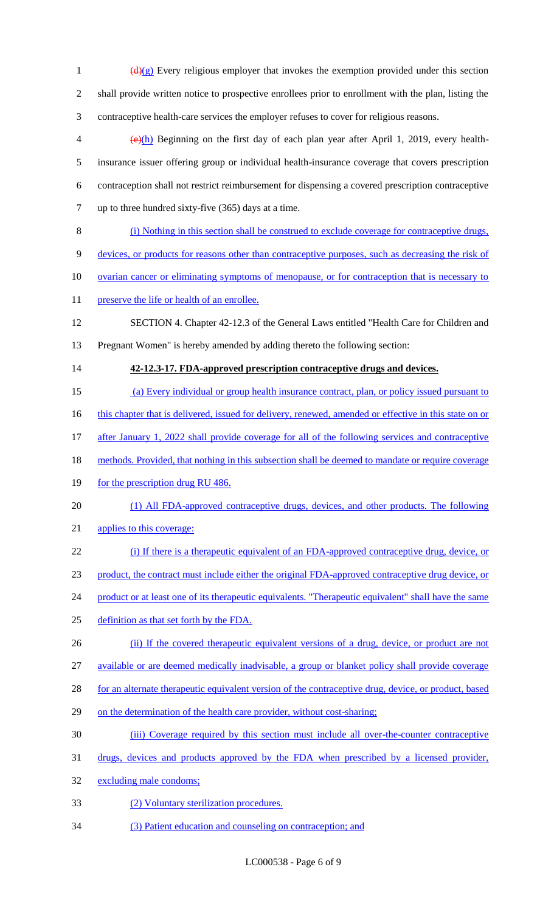~~(d)~~(g) Every religious employer that invokes the exemption provided under this section shall provide written notice to prospective enrollees prior to enrollment with the plan, listing the contraceptive health-care services the employer refuses to cover for religious reasons.

~~(e)~~(h) Beginning on the first day of each plan year after April 1, 2019, every health-insurance issuer offering group or individual health-insurance coverage that covers prescription contraception shall not restrict reimbursement for dispensing a covered prescription contraceptive up to three hundred sixty-five (365) days at a time.

<u>(i) Nothing in this section shall be construed to exclude coverage for contraceptive drugs, devices, or products for reasons other than contraceptive purposes, such as decreasing the risk of ovarian cancer or eliminating symptoms of menopause, or for contraception that is necessary to preserve the life or health of an enrollee.</u>

SECTION 4. Chapter 42-12.3 of the General Laws entitled "Health Care for Children and Pregnant Women" is hereby amended by adding thereto the following section:

**<u>42-12.3-17. FDA-approved prescription contraceptive drugs and devices.</u>**

<u>(a) Every individual or group health insurance contract, plan, or policy issued pursuant to this chapter that is delivered, issued for delivery, renewed, amended or effective in this state on or after January 1, 2022 shall provide coverage for all of the following services and contraceptive methods. Provided, that nothing in this subsection shall be deemed to mandate or require coverage for the prescription drug RU 486.</u>

<u>(1) All FDA-approved contraceptive drugs, devices, and other products. The following applies to this coverage:</u>

<u>(i) If there is a therapeutic equivalent of an FDA-approved contraceptive drug, device, or product, the contract must include either the original FDA-approved contraceptive drug device, or product or at least one of its therapeutic equivalents. "Therapeutic equivalent" shall have the same definition as that set forth by the FDA.</u>

<u>(ii) If the covered therapeutic equivalent versions of a drug, device, or product are not available or are deemed medically inadvisable, a group or blanket policy shall provide coverage for an alternate therapeutic equivalent version of the contraceptive drug, device, or product, based on the determination of the health care provider, without cost-sharing;</u>

<u>(iii) Coverage required by this section must include all over-the-counter contraceptive drugs, devices and products approved by the FDA when prescribed by a licensed provider, excluding male condoms;</u>

<u>(2) Voluntary sterilization procedures.</u>

<u>(3) Patient education and counseling on contraception; and</u>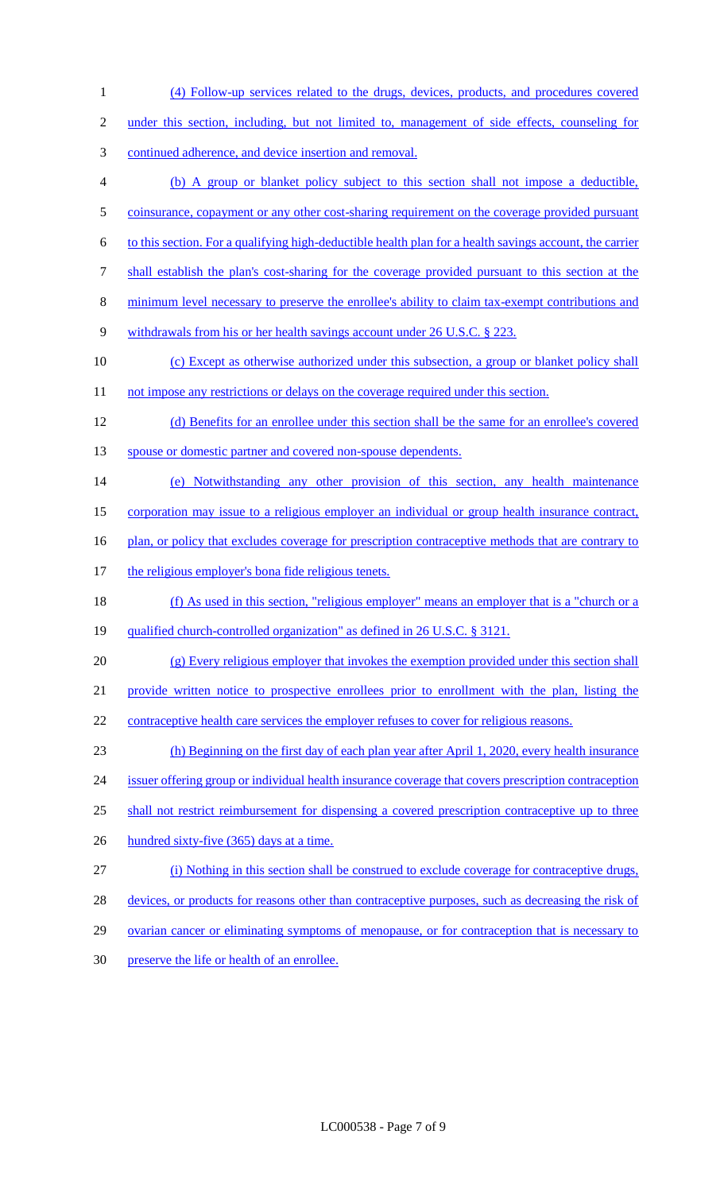(4) Follow-up services related to the drugs, devices, products, and procedures covered under this section, including, but not limited to, management of side effects, counseling for continued adherence, and device insertion and removal.

(b) A group or blanket policy subject to this section shall not impose a deductible, coinsurance, copayment or any other cost-sharing requirement on the coverage provided pursuant to this section. For a qualifying high-deductible health plan for a health savings account, the carrier shall establish the plan's cost-sharing for the coverage provided pursuant to this section at the minimum level necessary to preserve the enrollee's ability to claim tax-exempt contributions and withdrawals from his or her health savings account under 26 U.S.C. § 223.

(c) Except as otherwise authorized under this subsection, a group or blanket policy shall not impose any restrictions or delays on the coverage required under this section.

(d) Benefits for an enrollee under this section shall be the same for an enrollee's covered spouse or domestic partner and covered non-spouse dependents.

(e) Notwithstanding any other provision of this section, any health maintenance corporation may issue to a religious employer an individual or group health insurance contract, plan, or policy that excludes coverage for prescription contraceptive methods that are contrary to the religious employer's bona fide religious tenets.

(f) As used in this section, "religious employer" means an employer that is a "church or a qualified church-controlled organization" as defined in 26 U.S.C. § 3121.

(g) Every religious employer that invokes the exemption provided under this section shall provide written notice to prospective enrollees prior to enrollment with the plan, listing the contraceptive health care services the employer refuses to cover for religious reasons.

(h) Beginning on the first day of each plan year after April 1, 2020, every health insurance issuer offering group or individual health insurance coverage that covers prescription contraception shall not restrict reimbursement for dispensing a covered prescription contraceptive up to three hundred sixty-five (365) days at a time.

(i) Nothing in this section shall be construed to exclude coverage for contraceptive drugs, devices, or products for reasons other than contraceptive purposes, such as decreasing the risk of ovarian cancer or eliminating symptoms of menopause, or for contraception that is necessary to preserve the life or health of an enrollee.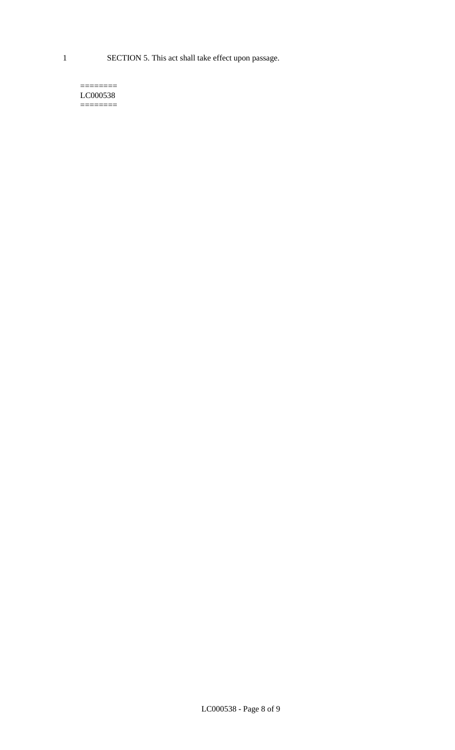SECTION 5. This act shall take effect upon passage.

========
LC000538
========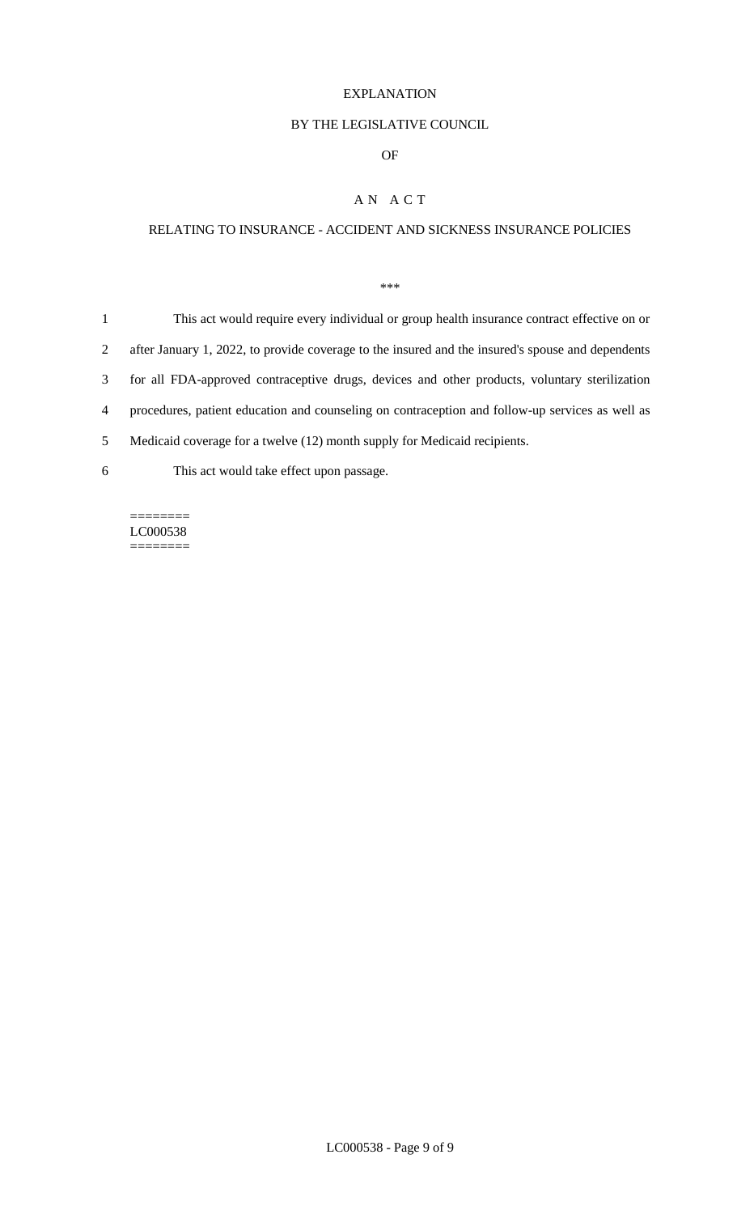EXPLANATION

BY THE LEGISLATIVE COUNCIL

OF

A N A C T

RELATING TO INSURANCE - ACCIDENT AND SICKNESS INSURANCE POLICIES

\*\*\*

1 This act would require every individual or group health insurance contract effective on or
2 after January 1, 2022, to provide coverage to the insured and the insured's spouse and dependents
3 for all FDA-approved contraceptive drugs, devices and other products, voluntary sterilization
4 procedures, patient education and counseling on contraception and follow-up services as well as
5 Medicaid coverage for a twelve (12) month supply for Medicaid recipients.
6 This act would take effect upon passage.

========
LC000538
========